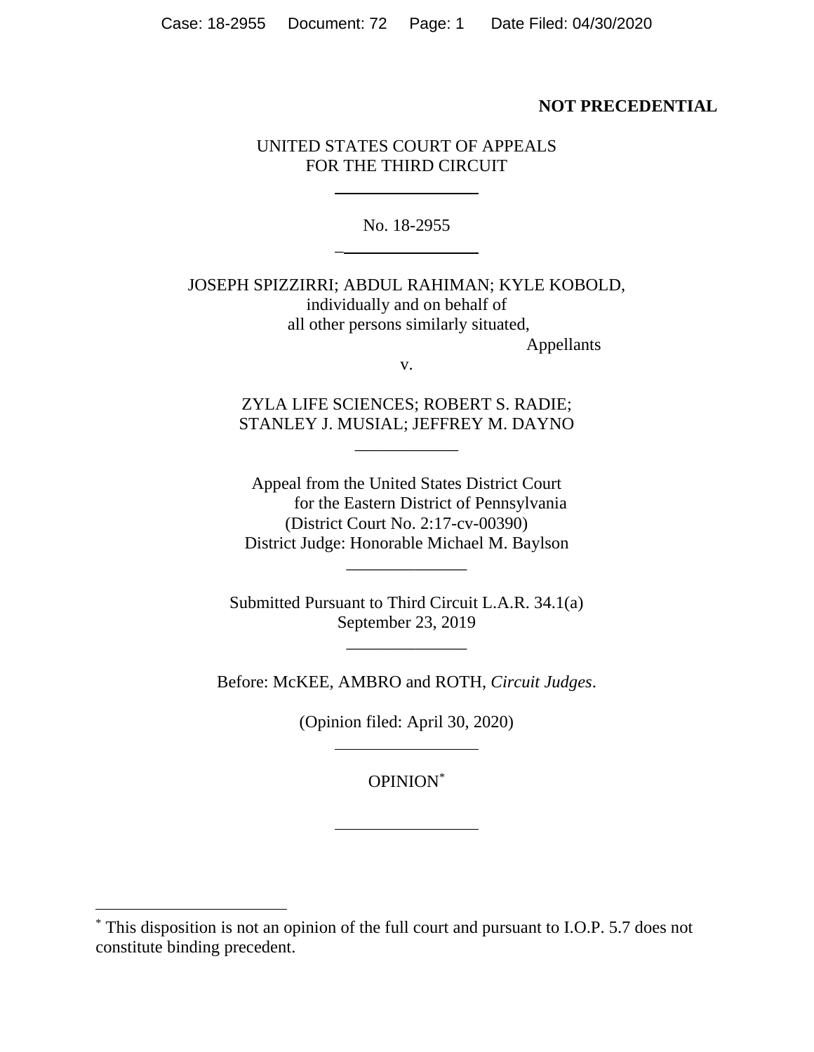**NOT PRECEDENTIAL**

UNITED STATES COURT OF APPEALS
FOR THE THIRD CIRCUIT

---

No. 18-2955

---

JOSEPH SPIZZIRRI; ABDUL RAHIMAN; KYLE KOBOLD,
individually and on behalf of
all other persons similarly situated,
Appellants

v.

ZYLA LIFE SCIENCES; ROBERT S. RADIE;
STANLEY J. MUSIAL; JEFFREY M. DAYNO

---

Appeal from the United States District Court
for the Eastern District of Pennsylvania
(District Court No. 2:17-cv-00390)
District Judge: Honorable Michael M. Baylson

---

Submitted Pursuant to Third Circuit L.A.R. 34.1(a)
September 23, 2019

---

Before: McKEE, AMBRO and ROTH, *Circuit Judges*.

(Opinion filed: April 30, 2020)

---

OPINION[*]

---

[*] This disposition is not an opinion of the full court and pursuant to I.O.P. 5.7 does not constitute binding precedent.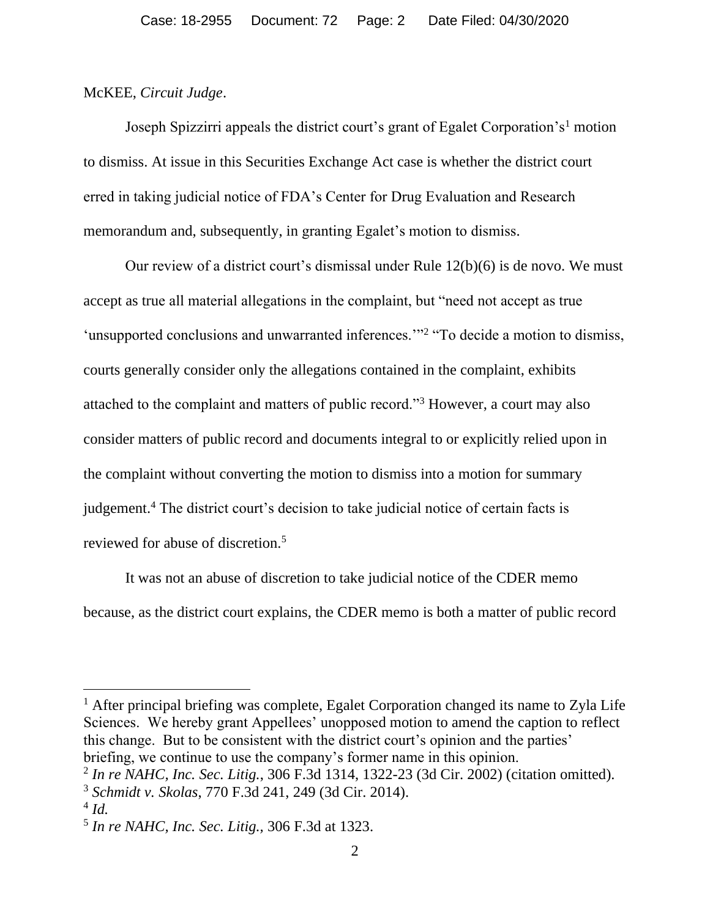McKEE, *Circuit Judge*.

Joseph Spizzirri appeals the district court's grant of Egalet Corporation's[1] motion to dismiss. At issue in this Securities Exchange Act case is whether the district court erred in taking judicial notice of FDA's Center for Drug Evaluation and Research memorandum and, subsequently, in granting Egalet's motion to dismiss.

Our review of a district court's dismissal under Rule 12(b)(6) is de novo. We must accept as true all material allegations in the complaint, but "need not accept as true 'unsupported conclusions and unwarranted inferences.'"[2] "To decide a motion to dismiss, courts generally consider only the allegations contained in the complaint, exhibits attached to the complaint and matters of public record."[3] However, a court may also consider matters of public record and documents integral to or explicitly relied upon in the complaint without converting the motion to dismiss into a motion for summary judgement.[4] The district court's decision to take judicial notice of certain facts is reviewed for abuse of discretion.[5]

It was not an abuse of discretion to take judicial notice of the CDER memo because, as the district court explains, the CDER memo is both a matter of public record

---

[1] After principal briefing was complete, Egalet Corporation changed its name to Zyla Life Sciences. We hereby grant Appellees' unopposed motion to amend the caption to reflect this change. But to be consistent with the district court's opinion and the parties' briefing, we continue to use the company's former name in this opinion.

[2] *In re NAHC, Inc. Sec. Litig.*, 306 F.3d 1314, 1322-23 (3d Cir. 2002) (citation omitted).

[3] *Schmidt v. Skolas*, 770 F.3d 241, 249 (3d Cir. 2014).

[4] *Id.*

[5] *In re NAHC, Inc. Sec. Litig.*, 306 F.3d at 1323.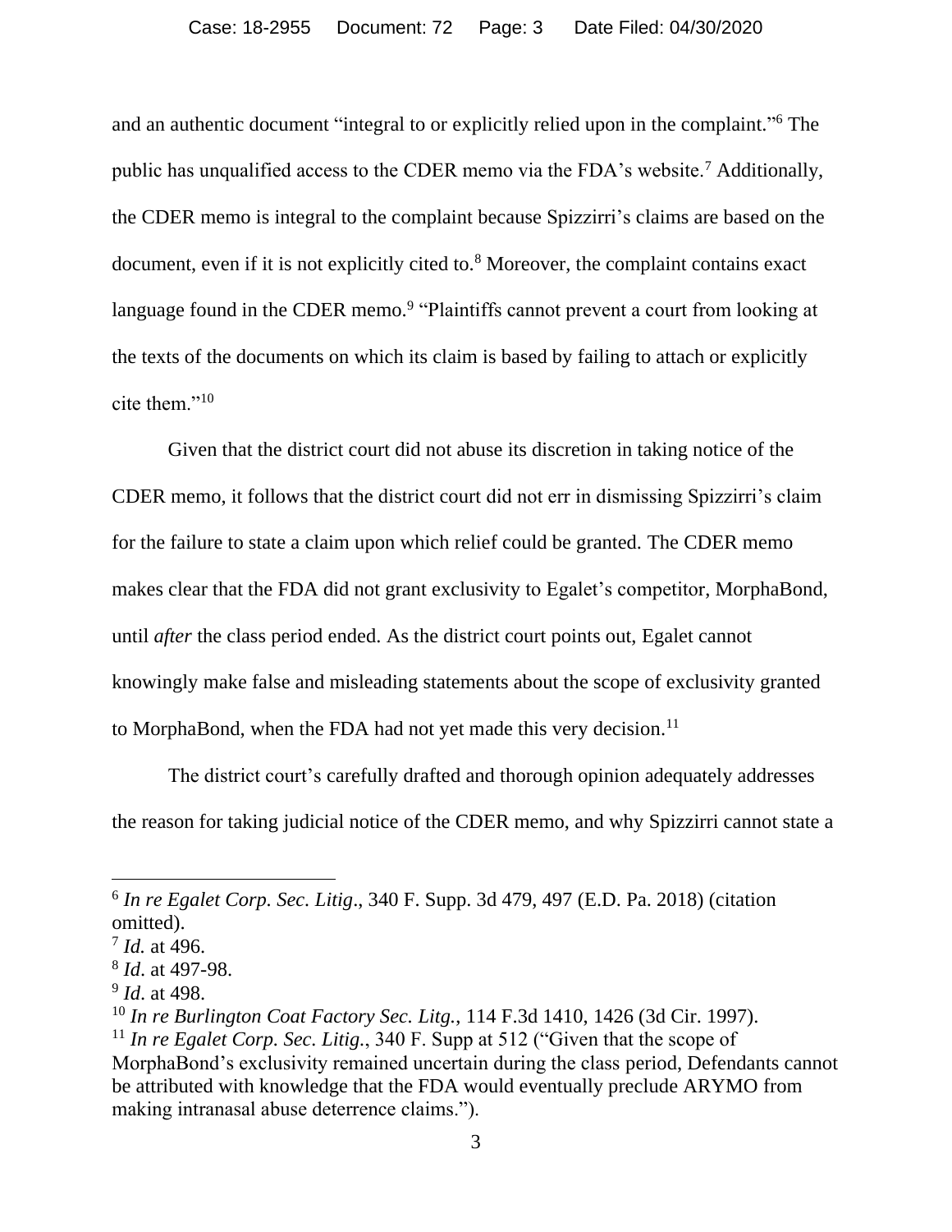and an authentic document "integral to or explicitly relied upon in the complaint."[6] The public has unqualified access to the CDER memo via the FDA's website.[7] Additionally, the CDER memo is integral to the complaint because Spizzirri's claims are based on the document, even if it is not explicitly cited to.[8] Moreover, the complaint contains exact language found in the CDER memo.[9] "Plaintiffs cannot prevent a court from looking at the texts of the documents on which its claim is based by failing to attach or explicitly cite them."[10]

Given that the district court did not abuse its discretion in taking notice of the CDER memo, it follows that the district court did not err in dismissing Spizzirri's claim for the failure to state a claim upon which relief could be granted. The CDER memo makes clear that the FDA did not grant exclusivity to Egalet's competitor, MorphaBond, until *after* the class period ended. As the district court points out, Egalet cannot knowingly make false and misleading statements about the scope of exclusivity granted to MorphaBond, when the FDA had not yet made this very decision.[11]

The district court's carefully drafted and thorough opinion adequately addresses the reason for taking judicial notice of the CDER memo, and why Spizzirri cannot state a

---

[6] *In re Egalet Corp. Sec. Litig*., 340 F. Supp. 3d 479, 497 (E.D. Pa. 2018) (citation omitted).

[7] *Id.* at 496.

[8] *Id*. at 497-98.

[9] *Id*. at 498.

[10] *In re Burlington Coat Factory Sec. Litg.*, 114 F.3d 1410, 1426 (3d Cir. 1997).

[11] *In re Egalet Corp. Sec. Litig.*, 340 F. Supp at 512 ("Given that the scope of MorphaBond's exclusivity remained uncertain during the class period, Defendants cannot be attributed with knowledge that the FDA would eventually preclude ARYMO from making intranasal abuse deterrence claims.").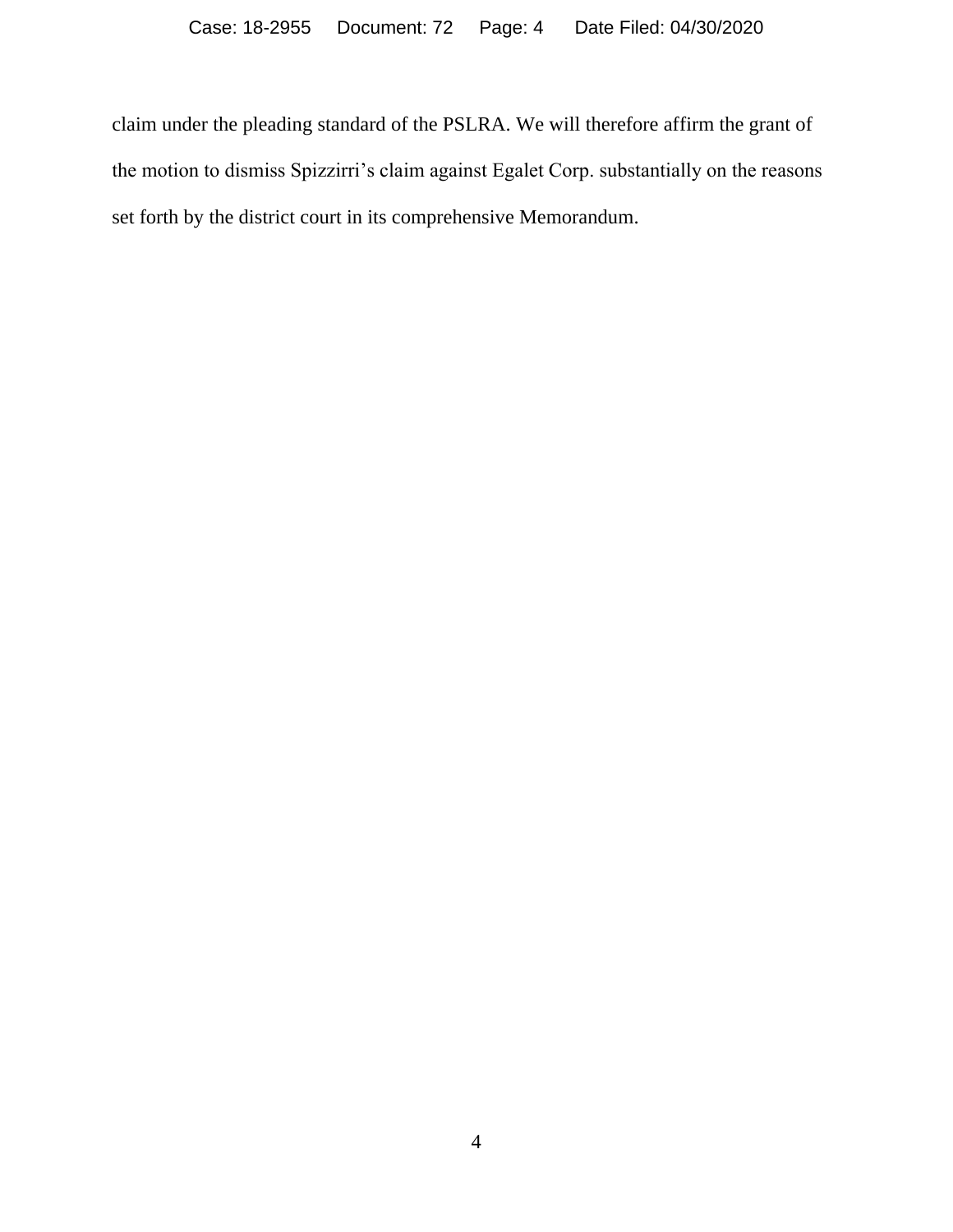claim under the pleading standard of the PSLRA. We will therefore affirm the grant of the motion to dismiss Spizzirri's claim against Egalet Corp. substantially on the reasons set forth by the district court in its comprehensive Memorandum.